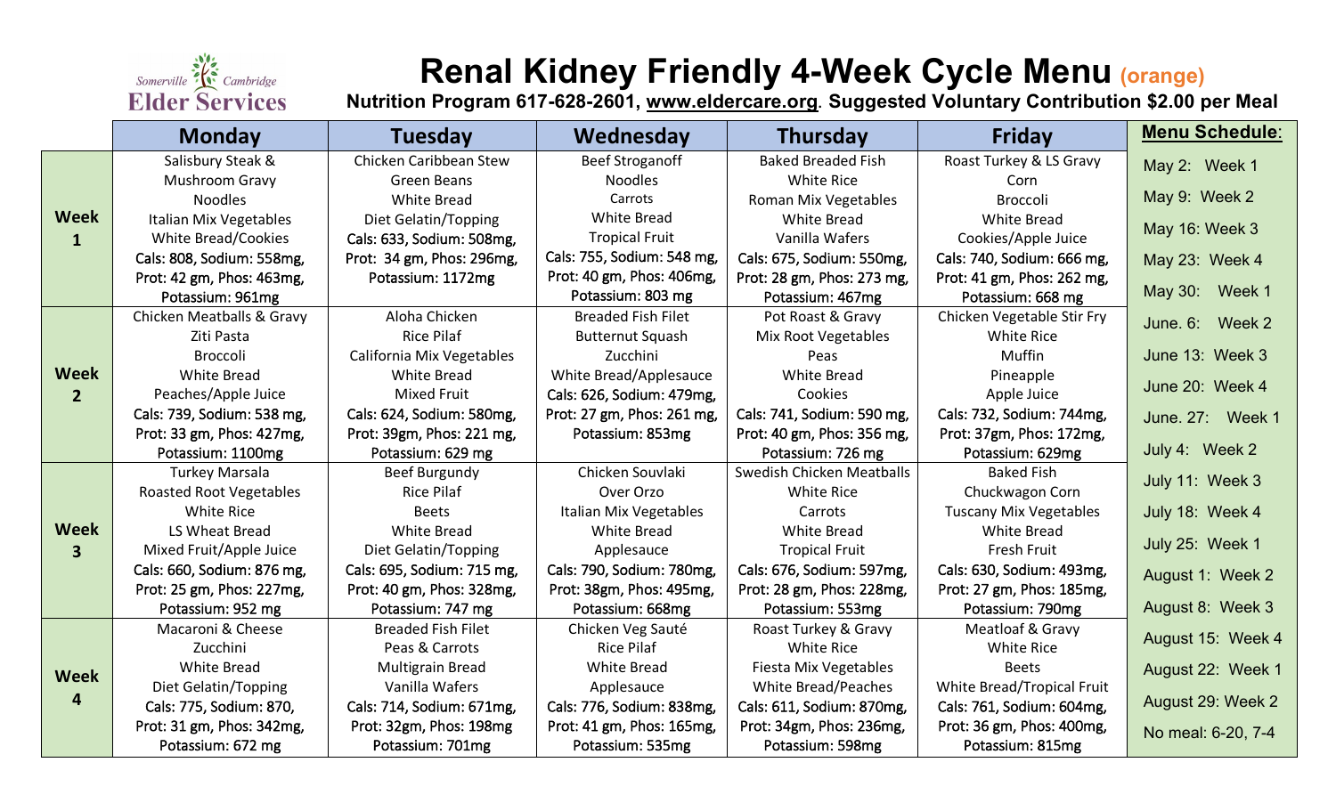Somerville Cambridge Elder Services

# Renal Kidney Friendly 4-Week Cycle Menu (orange)

**Nutrition Program 617-628-2601, www.eldercare.org. Suggested Voluntary Contribution $2.00 per Meal**

| | Monday | Tuesday | Wednesday | Thursday | Friday |
|---|---|---|---|---|---|
| **Week 1** | Salisbury Steak & Mushroom Gravy<br>Noodles<br>Italian Mix Vegetables<br>White Bread/Cookies<br>Cals: 808, Sodium: 558mg, Prot: 42 gm, Phos: 463mg, Potassium: 961mg | Chicken Caribbean Stew<br>Green Beans<br>White Bread<br>Diet Gelatin/Topping<br>Cals: 633, Sodium: 508mg, Prot: 34 gm, Phos: 296mg, Potassium: 1172mg | Beef Stroganoff<br>Noodles<br>Carrots<br>White Bread<br>Tropical Fruit<br>Cals: 755, Sodium: 548 mg, Prot: 40 gm, Phos: 406mg, Potassium: 803 mg | Baked Breaded Fish<br>White Rice<br>Roman Mix Vegetables<br>White Bread<br>Vanilla Wafers<br>Cals: 675, Sodium: 550mg, Prot: 28 gm, Phos: 273 mg, Potassium: 467mg | Roast Turkey & LS Gravy<br>Corn<br>Broccoli<br>White Bread<br>Cookies/Apple Juice<br>Cals: 740, Sodium: 666 mg, Prot: 41 gm, Phos: 262 mg, Potassium: 668 mg |
| **Week 2** | Chicken Meatballs & Gravy<br>Ziti Pasta<br>Broccoli<br>White Bread<br>Peaches/Apple Juice<br>Cals: 739, Sodium: 538 mg, Prot: 33 gm, Phos: 427mg, Potassium: 1100mg | Aloha Chicken<br>Rice Pilaf<br>California Mix Vegetables<br>White Bread<br>Mixed Fruit<br>Cals: 624, Sodium: 580mg, Prot: 39gm, Phos: 221 mg, Potassium: 629 mg | Breaded Fish Filet<br>Butternut Squash<br>Zucchini<br>White Bread/Applesauce<br>Cals: 626, Sodium: 479mg, Prot: 27 gm, Phos: 261 mg, Potassium: 853mg | Pot Roast & Gravy<br>Mix Root Vegetables<br>Peas<br>White Bread<br>Cookies<br>Cals: 741, Sodium: 590 mg, Prot: 40 gm, Phos: 356 mg, Potassium: 726 mg | Chicken Vegetable Stir Fry<br>White Rice<br>Muffin<br>Pineapple<br>Apple Juice<br>Cals: 732, Sodium: 744mg, Prot: 37gm, Phos: 172mg, Potassium: 629mg |
| **Week 3** | Turkey Marsala<br>Roasted Root Vegetables<br>White Rice<br>LS Wheat Bread<br>Mixed Fruit/Apple Juice<br>Cals: 660, Sodium: 876 mg, Prot: 25 gm, Phos: 227mg, Potassium: 952 mg | Beef Burgundy<br>Rice Pilaf<br>Beets<br>White Bread<br>Diet Gelatin/Topping<br>Cals: 695, Sodium: 715 mg, Prot: 40 gm, Phos: 328mg, Potassium: 747 mg | Chicken Souvlaki<br>Over Orzo<br>Italian Mix Vegetables<br>White Bread<br>Applesauce<br>Cals: 790, Sodium: 780mg, Prot: 38gm, Phos: 495mg, Potassium: 668mg | Swedish Chicken Meatballs<br>White Rice<br>Carrots<br>White Bread<br>Tropical Fruit<br>Cals: 676, Sodium: 597mg, Prot: 28 gm, Phos: 228mg, Potassium: 553mg | Baked Fish<br>Chuckwagon Corn<br>Tuscany Mix Vegetables<br>White Bread<br>Fresh Fruit<br>Cals: 630, Sodium: 493mg, Prot: 27 gm, Phos: 185mg, Potassium: 790mg |
| **Week 4** | Macaroni & Cheese<br>Zucchini<br>White Bread<br>Diet Gelatin/Topping<br>Cals: 775, Sodium: 870, Prot: 31 gm, Phos: 342mg, Potassium: 672 mg | Breaded Fish Filet<br>Peas & Carrots<br>Multigrain Bread<br>Vanilla Wafers<br>Cals: 714, Sodium: 671mg, Prot: 32gm, Phos: 198mg Potassium: 701mg | Chicken Veg Sauté<br>Rice Pilaf<br>White Bread<br>Applesauce<br>Cals: 776, Sodium: 838mg, Prot: 41 gm, Phos: 165mg, Potassium: 535mg | Roast Turkey & Gravy<br>White Rice<br>Fiesta Mix Vegetables<br>White Bread/Peaches<br>Cals: 611, Sodium: 870mg, Prot: 34gm, Phos: 236mg, Potassium: 598mg | Meatloaf & Gravy<br>White Rice<br>Beets<br>White Bread/Tropical Fruit<br>Cals: 761, Sodium: 604mg, Prot: 36 gm, Phos: 400mg, Potassium: 815mg |

**Menu Schedule:**

- May 2: Week 1
- May 9: Week 2
- May 16: Week 3
- May 23: Week 4
- May 30: Week 1
- June. 6: Week 2
- June 13: Week 3
- June 20: Week 4
- June. 27: Week 1
- July 4: Week 2
- July 11: Week 3
- July 18: Week 4
- July 25: Week 1
- August 1: Week 2
- August 8: Week 3
- August 15: Week 4
- August 22: Week 1
- August 29: Week 2
- No meal: 6-20, 7-4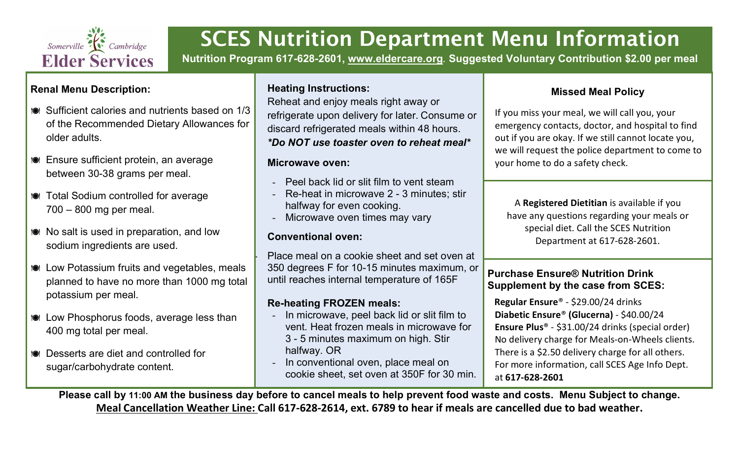Somerville Cambridge **Elder Services**

# SCES Nutrition Department Menu Information

**Nutrition Program 617-628-2601, www.eldercare.org. Suggested Voluntary Contribution $2.00 per meal**

## Renal Menu Description:

- Sufficient calories and nutrients based on 1/3 of the Recommended Dietary Allowances for older adults.
- Ensure sufficient protein, an average between 30-38 grams per meal.
- Total Sodium controlled for average 700 – 800 mg per meal.
- No salt is used in preparation, and low sodium ingredients are used.
- Low Potassium fruits and vegetables, meals planned to have no more than 1000 mg total potassium per meal.
- Low Phosphorus foods, average less than 400 mg total per meal.
- Desserts are diet and controlled for sugar/carbohydrate content.

## Heating Instructions:

Reheat and enjoy meals right away or refrigerate upon delivery for later. Consume or discard refrigerated meals within 48 hours.
***Do NOT use toaster oven to reheat meal****

### Microwave oven:

- Peel back lid or slit film to vent steam
- Re-heat in microwave 2 - 3 minutes; stir halfway for even cooking.
- Microwave oven times may vary

### Conventional oven:

Place meal on a cookie sheet and set oven at 350 degrees F for 10-15 minutes maximum, or until reaches internal temperature of 165F

### Re-heating FROZEN meals:

- In microwave, peel back lid or slit film to vent. Heat frozen meals in microwave for 3 - 5 minutes maximum on high. Stir halfway. OR
- In conventional oven, place meal on cookie sheet, set oven at 350F for 30 min.

## Missed Meal Policy

If you miss your meal, we will call you, your emergency contacts, doctor, and hospital to find out if you are okay. If we still cannot locate you, we will request the police department to come to your home to do a safety check.

A **Registered Dietitian** is available if you have any questions regarding your meals or special diet. Call the SCES Nutrition Department at 617-628-2601.

## Purchase Ensure® Nutrition Drink Supplement by the case from SCES:

**Regular Ensure®** - $29.00/24 drinks
**Diabetic Ensure® (Glucerna)** - $40.00/24
**Ensure Plus®** - $31.00/24 drinks (special order)
No delivery charge for Meals-on-Wheels clients.
There is a $2.50 delivery charge for all others.
For more information, call SCES Age Info Dept. at **617-628-2601**

**Please call by 11:00 AM the business day before to cancel meals to help prevent food waste and costs. Menu Subject to change.**
**Meal Cancellation Weather Line: Call 617-628-2614, ext. 6789 to hear if meals are cancelled due to bad weather.**